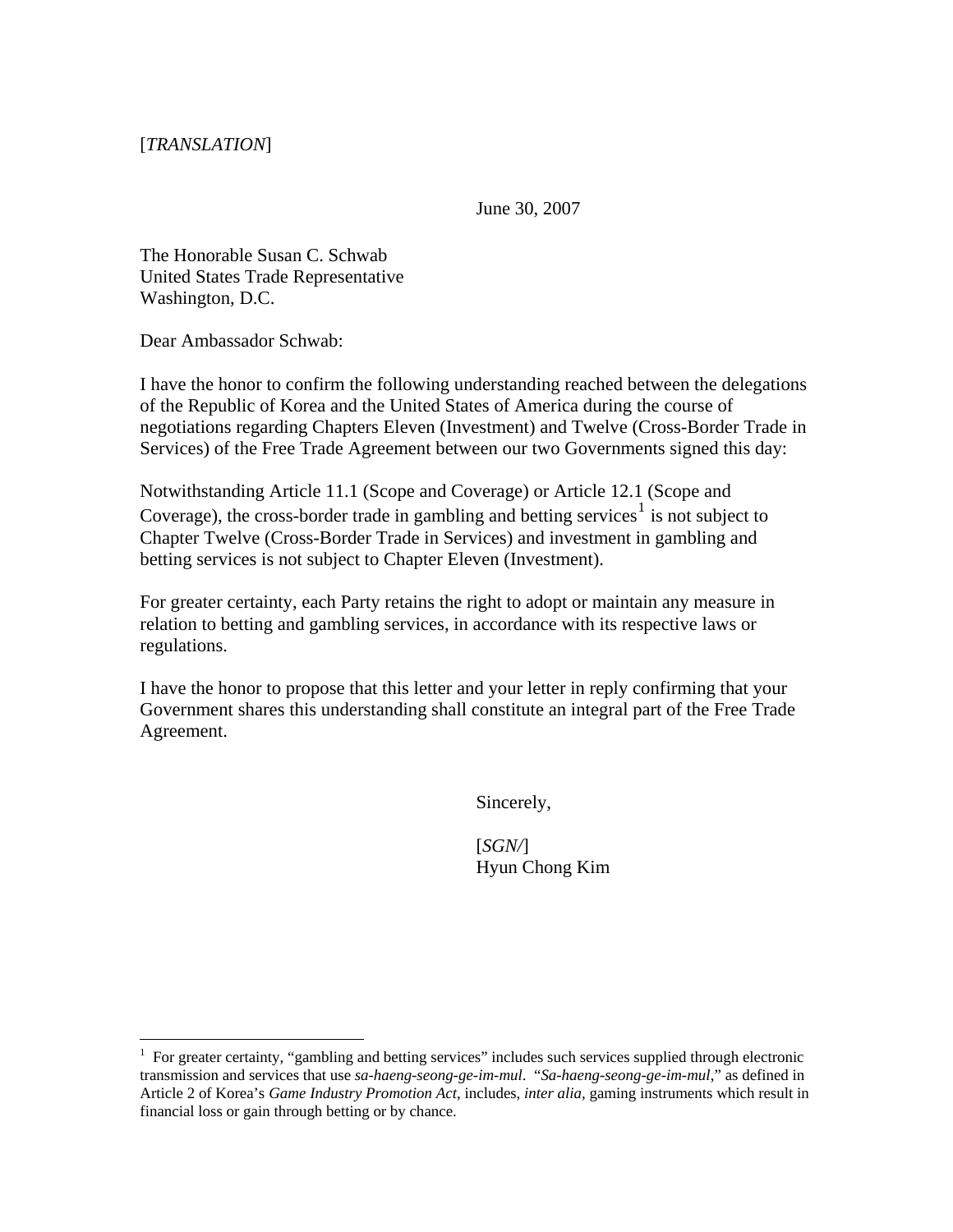[*TRANSLATION*]

June 30, 2007

The Honorable Susan C. Schwab
United States Trade Representative
Washington, D.C.

Dear Ambassador Schwab:

I have the honor to confirm the following understanding reached between the delegations of the Republic of Korea and the United States of America during the course of negotiations regarding Chapters Eleven (Investment) and Twelve (Cross-Border Trade in Services) of the Free Trade Agreement between our two Governments signed this day:

Notwithstanding Article 11.1 (Scope and Coverage) or Article 12.1 (Scope and Coverage), the cross-border trade in gambling and betting services[1] is not subject to Chapter Twelve (Cross-Border Trade in Services) and investment in gambling and betting services is not subject to Chapter Eleven (Investment).

For greater certainty, each Party retains the right to adopt or maintain any measure in relation to betting and gambling services, in accordance with its respective laws or regulations.

I have the honor to propose that this letter and your letter in reply confirming that your Government shares this understanding shall constitute an integral part of the Free Trade Agreement.

Sincerely,

[*SGN/*]
Hyun Chong Kim

---

[1] For greater certainty, "gambling and betting services" includes such services supplied through electronic transmission and services that use *sa-haeng-seong-ge-im-mul*. "*Sa-haeng-seong-ge-im-mul*," as defined in Article 2 of Korea's *Game Industry Promotion Act*, includes, *inter alia*, gaming instruments which result in financial loss or gain through betting or by chance.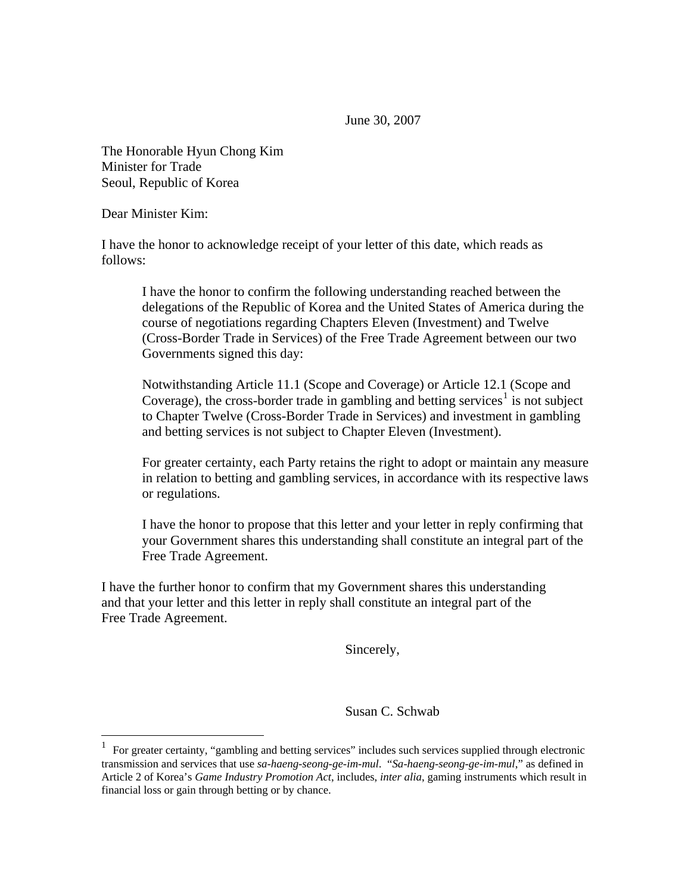June 30, 2007

The Honorable Hyun Chong Kim
Minister for Trade
Seoul, Republic of Korea

Dear Minister Kim:

I have the honor to acknowledge receipt of your letter of this date, which reads as follows:

> I have the honor to confirm the following understanding reached between the delegations of the Republic of Korea and the United States of America during the course of negotiations regarding Chapters Eleven (Investment) and Twelve (Cross-Border Trade in Services) of the Free Trade Agreement between our two Governments signed this day:
>
> Notwithstanding Article 11.1 (Scope and Coverage) or Article 12.1 (Scope and Coverage), the cross-border trade in gambling and betting services[1] is not subject to Chapter Twelve (Cross-Border Trade in Services) and investment in gambling and betting services is not subject to Chapter Eleven (Investment).
>
> For greater certainty, each Party retains the right to adopt or maintain any measure in relation to betting and gambling services, in accordance with its respective laws or regulations.
>
> I have the honor to propose that this letter and your letter in reply confirming that your Government shares this understanding shall constitute an integral part of the Free Trade Agreement.

I have the further honor to confirm that my Government shares this understanding and that your letter and this letter in reply shall constitute an integral part of the Free Trade Agreement.

Sincerely,

Susan C. Schwab

---

[1] For greater certainty, "gambling and betting services" includes such services supplied through electronic transmission and services that use *sa-haeng-seong-ge-im-mul*. "*Sa-haeng-seong-ge-im-mul*," as defined in Article 2 of Korea's *Game Industry Promotion Act*, includes, *inter alia*, gaming instruments which result in financial loss or gain through betting or by chance.